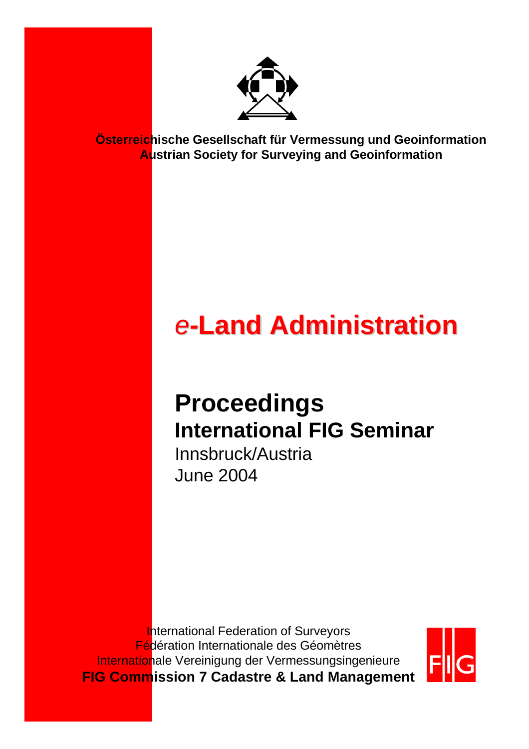**Österreichische Gesellschaft für Vermessung und Geoinformation**
**Austrian Society for Surveying and Geoinformation**

# *e*-Land Administration

## Proceedings

### International FIG Seminar

Innsbruck/Austria
June 2004

International Federation of Surveyors
Fédération Internationale des Géomètres
Internationale Vereinigung der Vermessungsingenieure
**FIG Commission 7 Cadastre & Land Management**

FIG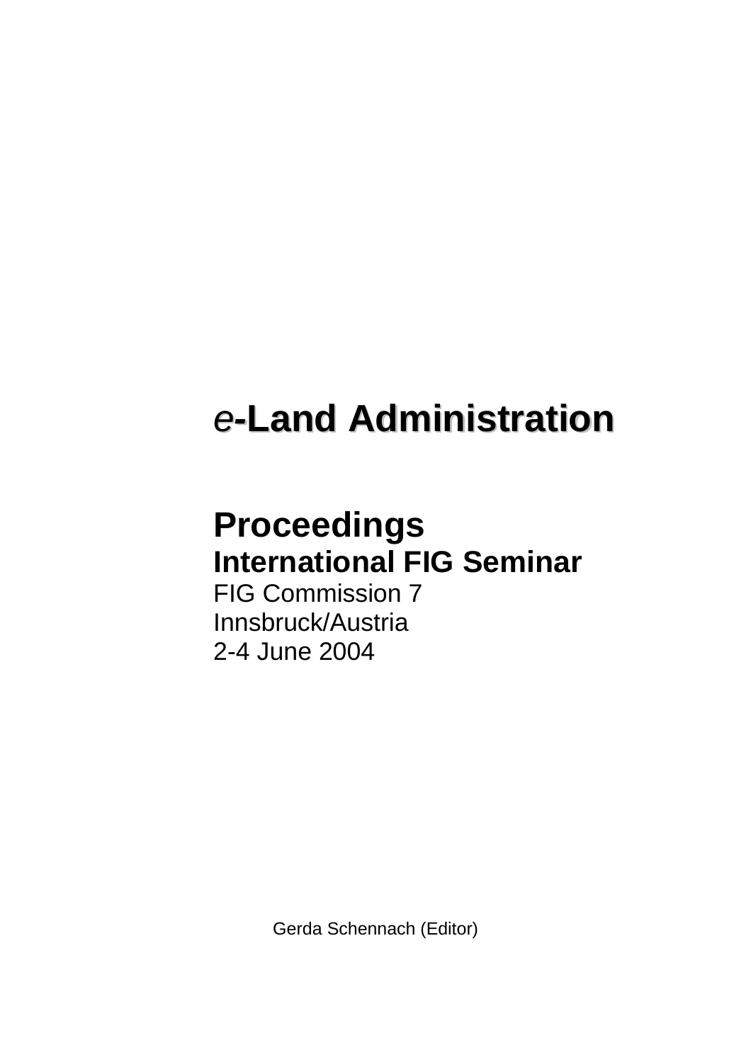# *e*-Land Administration

## Proceedings

### International FIG Seminar

FIG Commission 7

Innsbruck/Austria

2-4 June 2004

Gerda Schennach (Editor)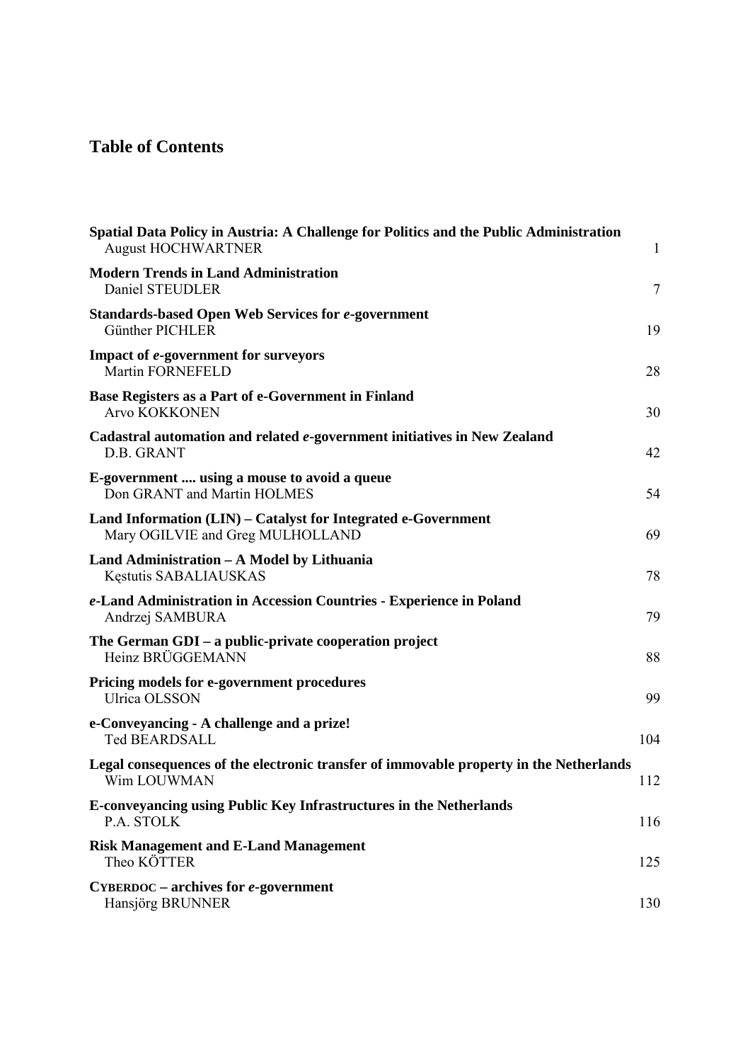# Table of Contents

**Spatial Data Policy in Austria: A Challenge for Politics and the Public Administration**
August HOCHWARTNER 1

**Modern Trends in Land Administration**
Daniel STEUDLER 7

**Standards-based Open Web Services for *e*-government**
Günther PICHLER 19

**Impact of *e*-government for surveyors**
Martin FORNEFELD 28

**Base Registers as a Part of e-Government in Finland**
Arvo KOKKONEN 30

**Cadastral automation and related *e*-government initiatives in New Zealand**
D.B. GRANT 42

**E-government .... using a mouse to avoid a queue**
Don GRANT and Martin HOLMES 54

**Land Information (LIN) – Catalyst for Integrated e-Government**
Mary OGILVIE and Greg MULHOLLAND 69

**Land Administration – A Model by Lithuania**
Kęstutis SABALIAUSKAS 78

***e*-Land Administration in Accession Countries - Experience in Poland**
Andrzej SAMBURA 79

**The German GDI – a public-private cooperation project**
Heinz BRÜGGEMANN 88

**Pricing models for e-government procedures**
Ulrica OLSSON 99

**e-Conveyancing - A challenge and a prize!**
Ted BEARDSALL 104

**Legal consequences of the electronic transfer of immovable property in the Netherlands**
Wim LOUWMAN 112

**E-conveyancing using Public Key Infrastructures in the Netherlands**
P.A. STOLK 116

**Risk Management and E-Land Management**
Theo KÖTTER 125

**CYBERDOC – archives for *e*-government**
Hansjörg BRUNNER 130